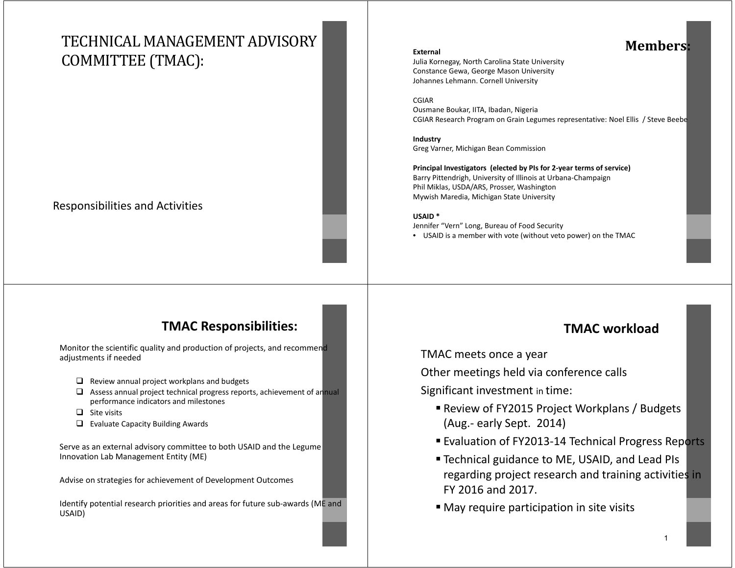# TECHNICAL MANAGEMENT ADVISORY COMMITTEE (TMAC):

Responsibilities and Activities

## Members:

**External**
Julia Kornegay, North Carolina State University
Constance Gewa, George Mason University
Johannes Lehmann. Cornell University

CGIAR
Ousmane Boukar, IITA, Ibadan, Nigeria
CGIAR Research Program on Grain Legumes representative: Noel Ellis / Steve Beebe

**Industry**
Greg Varner, Michigan Bean Commission

**Principal Investigators (elected by PIs for 2-year terms of service)**
Barry Pittendrigh, University of Illinois at Urbana-Champaign
Phil Miklas, USDA/ARS, Prosser, Washington
Mywish Maredia, Michigan State University

**USAID ***
Jennifer "Vern" Long, Bureau of Food Security

- USAID is a member with vote (without veto power) on the TMAC

## TMAC Responsibilities:

Monitor the scientific quality and production of projects, and recommend adjustments if needed

- ❑ Review annual project workplans and budgets
- ❑ Assess annual project technical progress reports, achievement of annual performance indicators and milestones
- ❑ Site visits
- ❑ Evaluate Capacity Building Awards

Serve as an external advisory committee to both USAID and the Legume Innovation Lab Management Entity (ME)

Advise on strategies for achievement of Development Outcomes

Identify potential research priorities and areas for future sub-awards (ME and USAID)

## TMAC workload

TMAC meets once a year

Other meetings held via conference calls

Significant investment in time:

- Review of FY2015 Project Workplans / Budgets (Aug.- early Sept. 2014)
- Evaluation of FY2013-14 Technical Progress Reports
- Technical guidance to ME, USAID, and Lead PIs regarding project research and training activities in FY 2016 and 2017.
- May require participation in site visits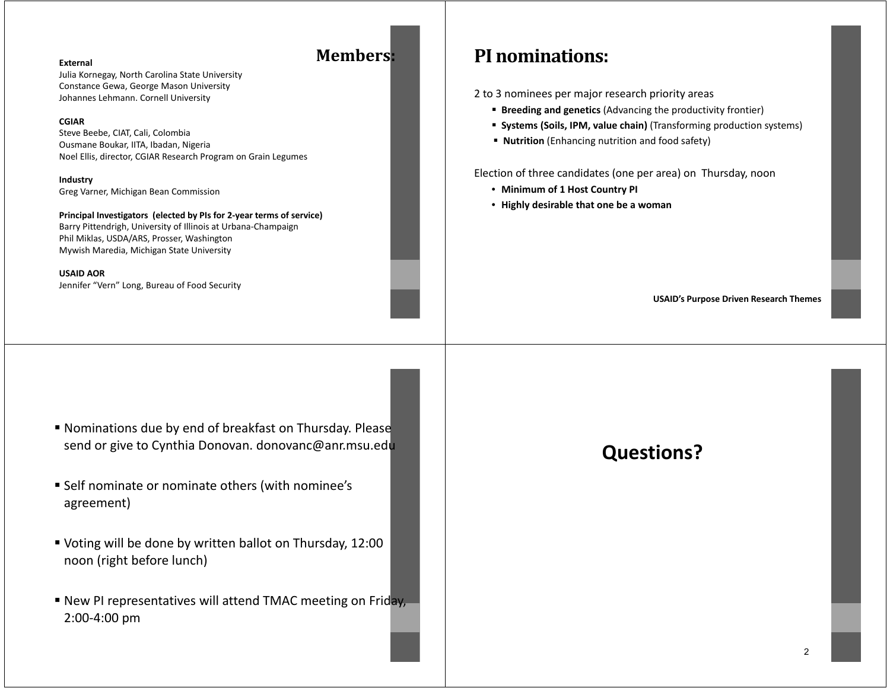## Members:

**External**
Julia Kornegay, North Carolina State University
Constance Gewa, George Mason University
Johannes Lehmann. Cornell University

**CGIAR**
Steve Beebe, CIAT, Cali, Colombia
Ousmane Boukar, IITA, Ibadan, Nigeria
Noel Ellis, director, CGIAR Research Program on Grain Legumes

**Industry**
Greg Varner, Michigan Bean Commission

**Principal Investigators (elected by PIs for 2-year terms of service)**
Barry Pittendrigh, University of Illinois at Urbana-Champaign
Phil Miklas, USDA/ARS, Prosser, Washington
Mywish Maredia, Michigan State University

**USAID AOR**
Jennifer "Vern" Long, Bureau of Food Security

## PI nominations:

2 to 3 nominees per major research priority areas

- **Breeding and genetics** (Advancing the productivity frontier)
- **Systems (Soils, IPM, value chain)** (Transforming production systems)
- **Nutrition** (Enhancing nutrition and food safety)

Election of three candidates (one per area) on Thursday, noon

- **Minimum of 1 Host Country PI**
- **Highly desirable that one be a woman**

**USAID's Purpose Driven Research Themes**

- Nominations due by end of breakfast on Thursday. Please send or give to Cynthia Donovan. donovanc@anr.msu.edu
- Self nominate or nominate others (with nominee's agreement)
- Voting will be done by written ballot on Thursday, 12:00 noon (right before lunch)
- New PI representatives will attend TMAC meeting on Friday, 2:00-4:00 pm

## Questions?